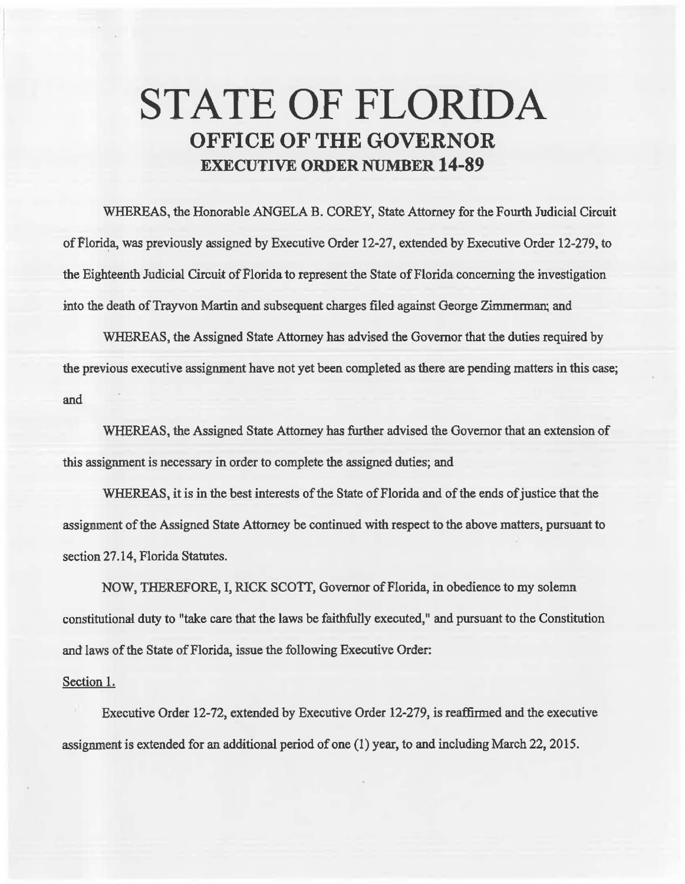# STATE OF FLORIDA

## OFFICE OF THE GOVERNOR

### EXECUTIVE ORDER NUMBER 14-89

WHEREAS, the Honorable ANGELA B. COREY, State Attorney for the Fourth Judicial Circuit of Florida, was previously assigned by Executive Order 12-27, extended by Executive Order 12-279, to the Eighteenth Judicial Circuit of Florida to represent the State of Florida concerning the investigation into the death of Trayvon Martin and subsequent charges filed against George Zimmerman; and

WHEREAS, the Assigned State Attorney has advised the Governor that the duties required by the previous executive assignment have not yet been completed as there are pending matters in this case; and

WHEREAS, the Assigned State Attorney has further advised the Governor that an extension of this assignment is necessary in order to complete the assigned duties; and

WHEREAS, it is in the best interests of the State of Florida and of the ends of justice that the assignment of the Assigned State Attorney be continued with respect to the above matters, pursuant to section 27.14, Florida Statutes.

NOW, THEREFORE, I, RICK SCOTT, Governor of Florida, in obedience to my solemn constitutional duty to "take care that the laws be faithfully executed," and pursuant to the Constitution and laws of the State of Florida, issue the following Executive Order:

Section 1.

Executive Order 12-72, extended by Executive Order 12-279, is reaffirmed and the executive assignment is extended for an additional period of one (1) year, to and including March 22, 2015.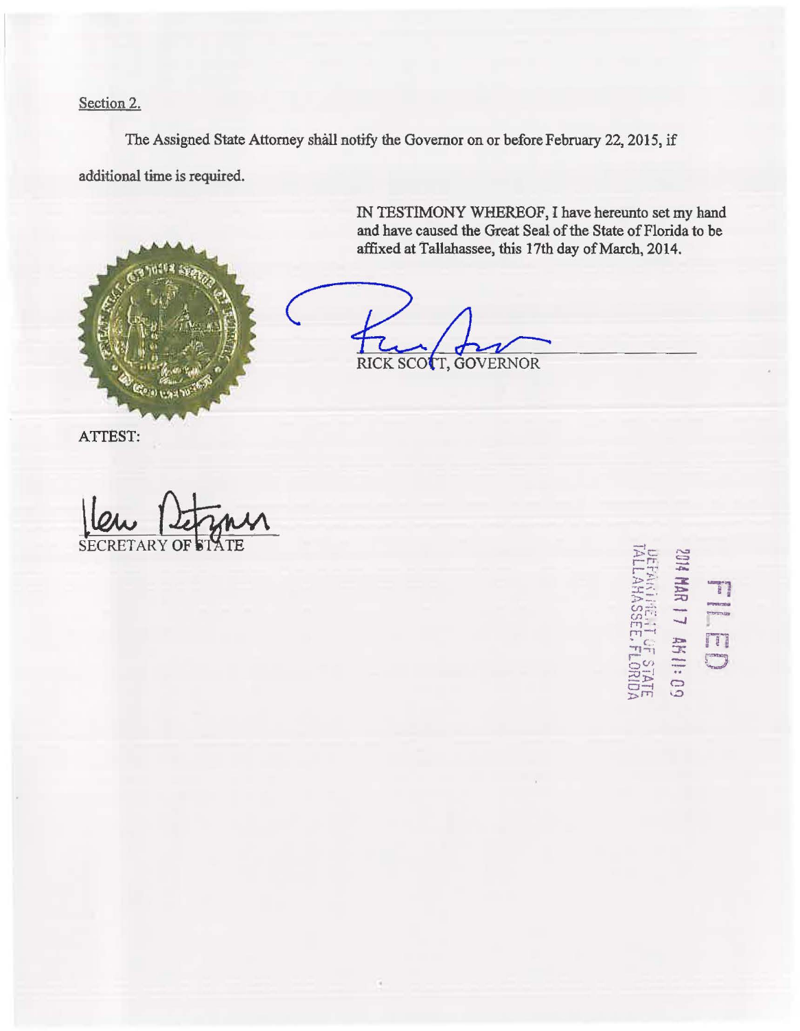Section 2.

The Assigned State Attorney shall notify the Governor on or before February 22, 2015, if additional time is required.

IN TESTIMONY WHEREOF, I have hereunto set my hand and have caused the Great Seal of the State of Florida to be affixed at Tallahassee, this 17th day of March, 2014.

RICK SCOTT, GOVERNOR

ATTEST:

SECRETARY OF STATE

FILED

2014 MAR 17 AM 11:09

DEPARTMENT OF STATE
TALLAHASSEE, FLORIDA